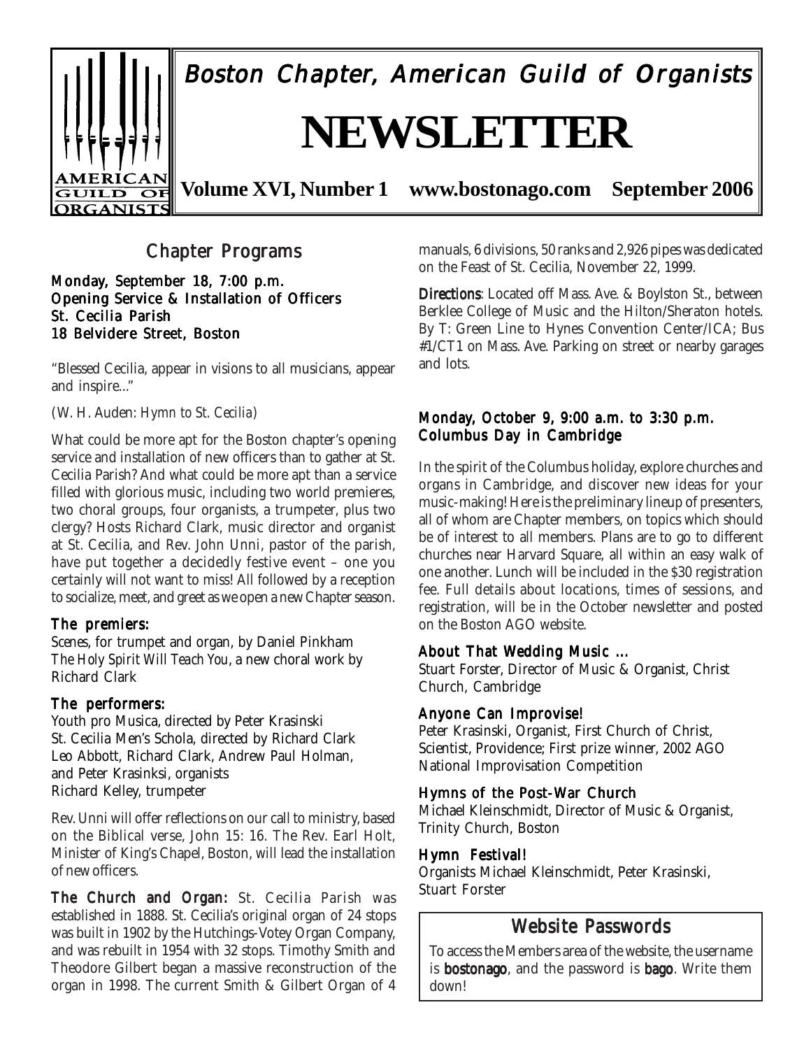# Boston Chapter, American Guild of Organists

# NEWSLETTER

**Volume XVI, Number 1 www.bostonago.com September 2006**

## Chapter Programs

### Monday, September 18, 7:00 p.m.
### Opening Service & Installation of Officers
### St. Cecilia Parish
### 18 Belvidere Street, Boston

"Blessed Cecilia, appear in visions to all musicians, appear and inspire..."

(W. H. Auden: *Hymn to St. Cecilia*)

What could be more apt for the Boston chapter's opening service and installation of new officers than to gather at St. Cecilia Parish? And what could be more apt than a service filled with glorious music, including two world premieres, two choral groups, four organists, a trumpeter, plus two clergy? Hosts Richard Clark, music director and organist at St. Cecilia, and Rev. John Unni, pastor of the parish, have put together a decidedly festive event – one you certainly will not want to miss! All followed by a reception to socialize, meet, and greet as we open a new Chapter season.

**The premiers:**

*Scenes*, for trumpet and organ, by Daniel Pinkham
*The Holy Spirit Will Teach You*, a new choral work by Richard Clark

**The performers:**

Youth pro Musica, directed by Peter Krasinski
St. Cecilia Men's Schola, directed by Richard Clark
Leo Abbott, Richard Clark, Andrew Paul Holman, and Peter Krasinksi, organists
Richard Kelley, trumpeter

Rev. Unni will offer reflections on our call to ministry, based on the Biblical verse, John 15: 16. The Rev. Earl Holt, Minister of King's Chapel, Boston, will lead the installation of new officers.

**The Church and Organ:** St. Cecilia Parish was established in 1888. St. Cecilia's original organ of 24 stops was built in 1902 by the Hutchings-Votey Organ Company, and was rebuilt in 1954 with 32 stops. Timothy Smith and Theodore Gilbert began a massive reconstruction of the organ in 1998. The current Smith & Gilbert Organ of 4 manuals, 6 divisions, 50 ranks and 2,926 pipes was dedicated on the Feast of St. Cecilia, November 22, 1999.

**Directions**: Located off Mass. Ave. & Boylston St., between Berklee College of Music and the Hilton/Sheraton hotels. By T: Green Line to Hynes Convention Center/ICA; Bus #1/CT1 on Mass. Ave. Parking on street or nearby garages and lots.

### Monday, October 9, 9:00 a.m. to 3:30 p.m.
### Columbus Day in Cambridge

In the spirit of the Columbus holiday, explore churches and organs in Cambridge, and discover new ideas for your music-making! Here is the preliminary lineup of presenters, all of whom are Chapter members, on topics which should be of interest to all members. Plans are to go to different churches near Harvard Square, all within an easy walk of one another. Lunch will be included in the $30 registration fee. Full details about locations, times of sessions, and registration, will be in the October newsletter and posted on the Boston AGO website.

**About That Wedding Music ...**

Stuart Forster, Director of Music & Organist, Christ Church, Cambridge

**Anyone Can Improvise!**

Peter Krasinski, Organist, First Church of Christ, Scientist, Providence; First prize winner, 2002 AGO National Improvisation Competition

**Hymns of the Post-War Church**

Michael Kleinschmidt, Director of Music & Organist, Trinity Church, Boston

**Hymn Festival!**

Organists Michael Kleinschmidt, Peter Krasinski, Stuart Forster

## Website Passwords

To access the Members area of the website, the username is **bostonago**, and the password is **bago**. Write them down!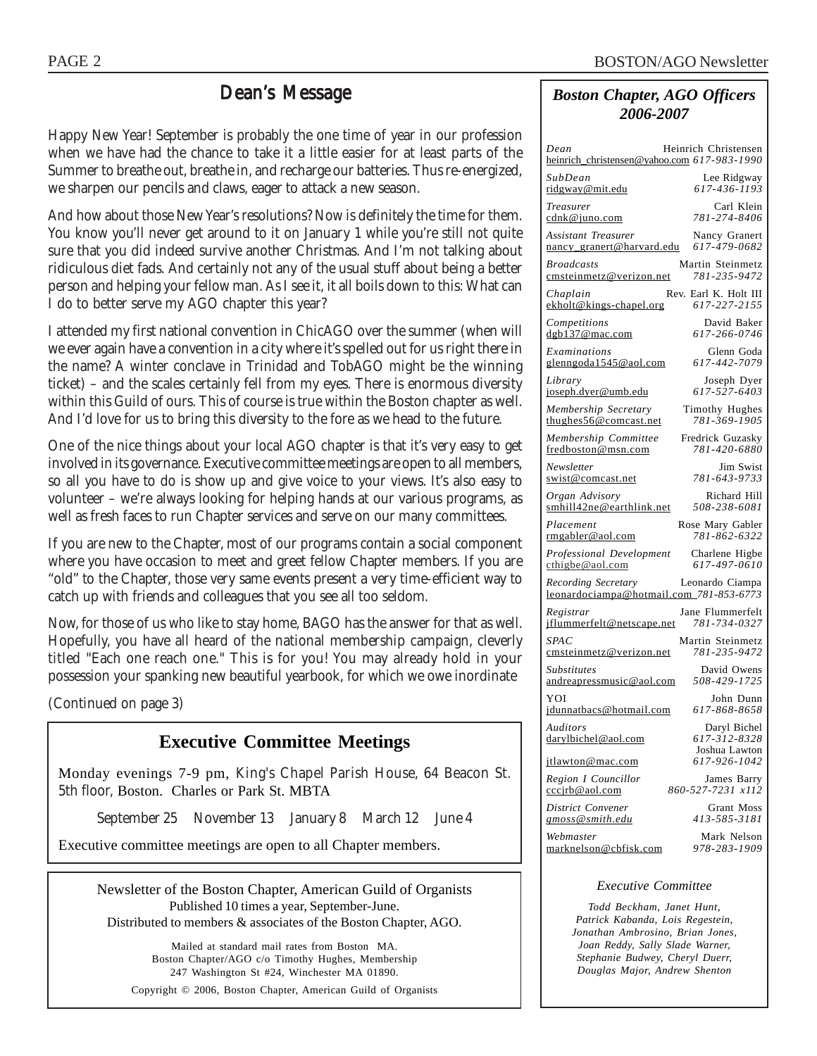## Dean's Message

Happy New Year! September is probably the one time of year in our profession when we have had the chance to take it a little easier for at least parts of the Summer to breathe out, breathe in, and recharge our batteries. Thus re-energized, we sharpen our pencils and claws, eager to attack a new season.

And how about those New Year's resolutions? Now is definitely the time for them. You know you'll never get around to it on January 1 while you're still not quite sure that you did indeed survive another Christmas. And I'm not talking about ridiculous diet fads. And certainly not any of the usual stuff about being a better person and helping your fellow man. As I see it, it all boils down to this: What can I do to better serve my AGO chapter this year?

I attended my first national convention in ChicAGO over the summer (when will we ever again have a convention in a city where it's spelled out for us right there in the name? A winter conclave in Trinidad and TobAGO might be the winning ticket) – and the scales certainly fell from my eyes. There is enormous diversity within this Guild of ours. This of course is true within the Boston chapter as well. And I'd love for us to bring this diversity to the fore as we head to the future.

One of the nice things about your local AGO chapter is that it's very easy to get involved in its governance. Executive committee meetings are open to all members, so all you have to do is show up and give voice to your views. It's also easy to volunteer – we're always looking for helping hands at our various programs, as well as fresh faces to run Chapter services and serve on our many committees.

If you are new to the Chapter, most of our programs contain a social component where you have occasion to meet and greet fellow Chapter members. If you are "old" to the Chapter, those very same events present a very time-efficient way to catch up with friends and colleagues that you see all too seldom.

Now, for those of us who like to stay home, BAGO has the answer for that as well. Hopefully, you have all heard of the national membership campaign, cleverly titled "Each one reach one." This is for you! You may already hold in your possession your spanking new beautiful yearbook, for which we owe inordinate

(Continued on page 3)

### Executive Committee Meetings

Monday evenings 7-9 pm, King's Chapel Parish House, 64 Beacon St. 5th floor, Boston. Charles or Park St. MBTA

September 25 November 13 January 8 March 12 June 4

Executive committee meetings are open to all Chapter members.

Newsletter of the Boston Chapter, American Guild of Organists
Published 10 times a year, September-June.
Distributed to members & associates of the Boston Chapter, AGO.

Mailed at standard mail rates from Boston MA.
Boston Chapter/AGO c/o Timothy Hughes, Membership
247 Washington St #24, Winchester MA 01890.

Copyright © 2006, Boston Chapter, American Guild of Organists

### *Boston Chapter, AGO Officers 2006-2007*

| Position | Name | Email | Phone |
|---|---|---|---|
| *Dean* | Heinrich Christensen | heinrich_christensen@yahoo.com | *617-983-1990* |
| *SubDean* | Lee Ridgway | ridgway@mit.edu | *617-436-1193* |
| *Treasurer* | Carl Klein | cdnk@juno.com | *781-274-8406* |
| *Assistant Treasurer* | Nancy Granert | nancy_granert@harvard.edu | *617-479-0682* |
| *Broadcasts* | Martin Steinmetz | cmsteinmetz@verizon.net | *781-235-9472* |
| *Chaplain* | Rev. Earl K. Holt III | ekholt@kings-chapel.org | *617-227-2155* |
| *Competitions* | David Baker | dgb137@mac.com | *617-266-0746* |
| *Examinations* | Glenn Goda | glenngoda1545@aol.com | *617-442-7079* |
| *Library* | Joseph Dyer | joseph.dyer@umb.edu | *617-527-6403* |
| *Membership Secretary* | Timothy Hughes | thughes56@comcast.net | *781-369-1905* |
| *Membership Committee* | Fredrick Guzasky | fredboston@msn.com | *781-420-6880* |
| *Newsletter* | Jim Swist | swist@comcast.net | *781-643-9733* |
| *Organ Advisory* | Richard Hill | smhill42ne@earthlink.net | *508-238-6081* |
| *Placement* | Rose Mary Gabler | rmgabler@aol.com | *781-862-6322* |
| *Professional Development* | Charlene Higbe | cthigbe@aol.com | *617-497-0610* |
| *Recording Secretary* | Leonardo Ciampa | leonardociampa@hotmail.com | *781-853-6773* |
| *Registrar* | Jane Flummerfelt | jflummerfelt@netscape.net | *781-734-0327* |
| *SPAC* | Martin Steinmetz | cmsteinmetz@verizon.net | *781-235-9472* |
| *Substitutes* | David Owens | andreapressmusic@aol.com | *508-429-1725* |
| YOI | John Dunn | jdunnatbacs@hotmail.com | *617-868-8658* |
| *Auditors* | Daryl Bichel | darylbichel@aol.com | *617-312-8328* |
| | Joshua Lawton | jtlawton@mac.com | *617-926-1042* |
| *Region I Councillor* | James Barry | cccjrb@aol.com | *860-527-7231 x112* |
| *District Convener* | Grant Moss | *gmoss@smith.edu* | *413-585-3181* |
| *Webmaster* | Mark Nelson | marknelson@cbfisk.com | *978-283-1909* |

*Executive Committee*

*Todd Beckham, Janet Hunt, Patrick Kabanda, Lois Regestein, Jonathan Ambrosino, Brian Jones, Joan Reddy, Sally Slade Warner, Stephanie Budwey, Cheryl Duerr, Douglas Major, Andrew Shenton*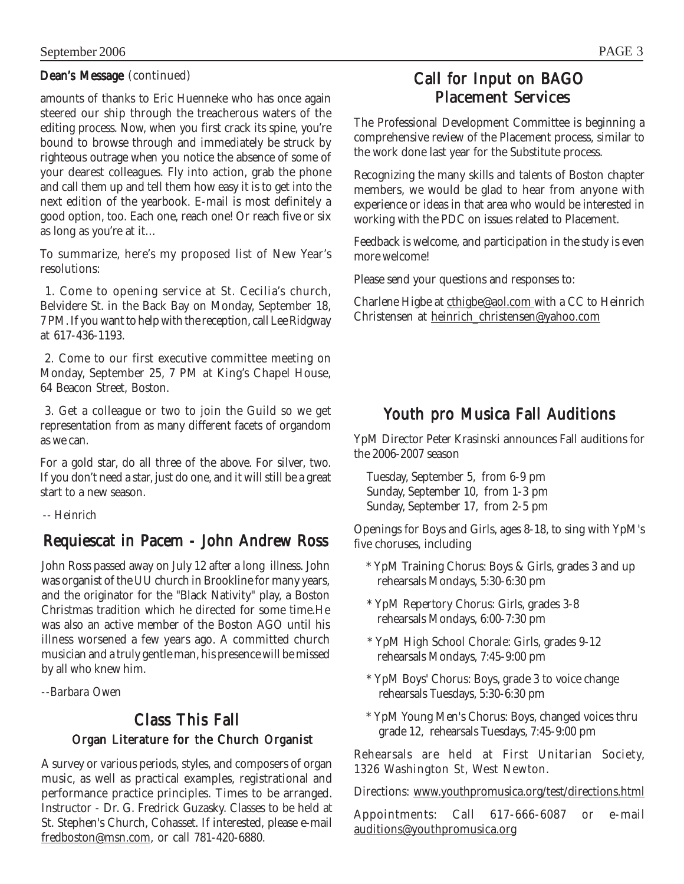**Dean's Message** *(continued)*

amounts of thanks to Eric Huenneke who has once again steered our ship through the treacherous waters of the editing process. Now, when you first crack its spine, you're bound to browse through and immediately be struck by righteous outrage when you notice the absence of some of your dearest colleagues. Fly into action, grab the phone and call them up and tell them how easy it is to get into the next edition of the yearbook. E-mail is most definitely a good option, too. Each one, reach one! Or reach five or six as long as you're at it…

To summarize, here's my proposed list of New Year's resolutions:

1. Come to opening service at St. Cecilia's church, Belvidere St. in the Back Bay on Monday, September 18, 7 PM. If you want to help with the reception, call Lee Ridgway at 617-436-1193.

2. Come to our first executive committee meeting on Monday, September 25, 7 PM at King's Chapel House, 64 Beacon Street, Boston.

3. Get a colleague or two to join the Guild so we get representation from as many different facets of organdom as we can.

For a gold star, do all three of the above. For silver, two. If you don't need a star, just do one, and it will still be a great start to a new season.

*-- Heinrich*

## Requiescat in Pacem - John Andrew Ross

John Ross passed away on July 12 after a long illness. John was organist of the UU church in Brookline for many years, and the originator for the "Black Nativity" play, a Boston Christmas tradition which he directed for some time.He was also an active member of the Boston AGO until his illness worsened a few years ago. A committed church musician and a truly gentle man, his presence will be missed by all who knew him.

*--Barbara Owen*

## Class This Fall

### Organ Literature for the Church Organist

A survey or various periods, styles, and composers of organ music, as well as practical examples, registrational and performance practice principles. Times to be arranged. Instructor - Dr. G. Fredrick Guzasky. Classes to be held at St. Stephen's Church, Cohasset. If interested, please e-mail fredboston@msn.com, or call 781-420-6880.

## Call for Input on BAGO Placement Services

The Professional Development Committee is beginning a comprehensive review of the Placement process, similar to the work done last year for the Substitute process.

Recognizing the many skills and talents of Boston chapter members, we would be glad to hear from anyone with experience or ideas in that area who would be interested in working with the PDC on issues related to Placement.

Feedback is welcome, and participation in the study is even more welcome!

Please send your questions and responses to:

Charlene Higbe at cthigbe@aol.com with a CC to Heinrich Christensen at heinrich_christensen@yahoo.com

## Youth pro Musica Fall Auditions

YpM Director Peter Krasinski announces Fall auditions for the 2006-2007 season

Tuesday, September 5, from 6-9 pm
Sunday, September 10, from 1-3 pm
Sunday, September 17, from 2-5 pm

Openings for Boys and Girls, ages 8-18, to sing with YpM's five choruses, including

* YpM Training Chorus: Boys & Girls, grades 3 and up rehearsals Mondays, 5:30-6:30 pm
* YpM Repertory Chorus: Girls, grades 3-8 rehearsals Mondays, 6:00-7:30 pm
* YpM High School Chorale: Girls, grades 9-12 rehearsals Mondays, 7:45-9:00 pm
* YpM Boys' Chorus: Boys, grade 3 to voice change rehearsals Tuesdays, 5:30-6:30 pm
* YpM Young Men's Chorus: Boys, changed voices thru grade 12, rehearsals Tuesdays, 7:45-9:00 pm

Rehearsals are held at First Unitarian Society, 1326 Washington St, West Newton.

Directions: www.youthpromusica.org/test/directions.html

Appointments: Call 617-666-6087 or e-mail auditions@youthpromusica.org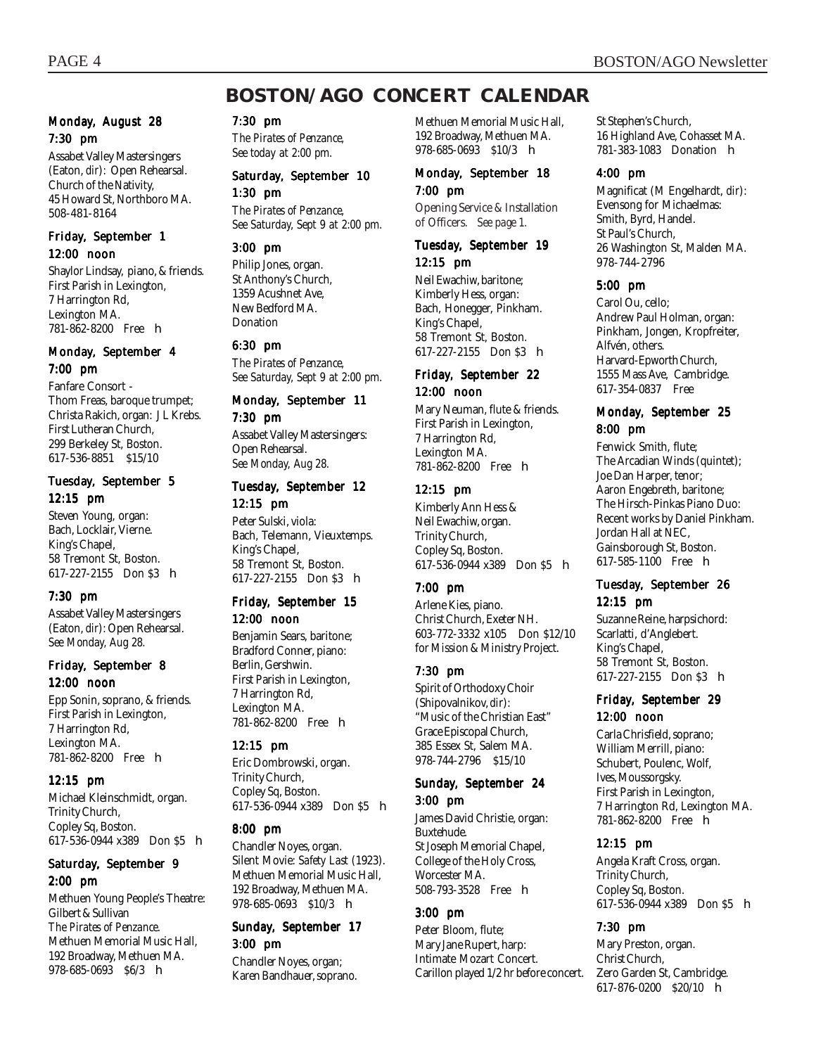# BOSTON/AGO CONCERT CALENDAR

### Monday, August 28

**7:30 pm**

Assabet Valley Mastersingers (Eaton, dir): Open Rehearsal. Church of the Nativity, 45 Howard St, Northboro MA. 508-481-8164

### Friday, September 1

**12:00 noon**

Shaylor Lindsay, piano, & friends. First Parish in Lexington, 7 Harrington Rd, Lexington MA. 781-862-8200 Free h

### Monday, September 4

**7:00 pm**

Fanfare Consort - Thom Freas, baroque trumpet; Christa Rakich, organ: J L Krebs. First Lutheran Church, 299 Berkeley St, Boston. 617-536-8851 $15/10

### Tuesday, September 5

**12:15 pm**

Steven Young, organ: Bach, Locklair, Vierne. King's Chapel, 58 Tremont St, Boston. 617-227-2155 Don $3 h

**7:30 pm**

Assabet Valley Mastersingers (Eaton, dir): Open Rehearsal. *See Monday, Aug 28.*

### Friday, September 8

**12:00 noon**

Epp Sonin, soprano, & friends. First Parish in Lexington, 7 Harrington Rd, Lexington MA. 781-862-8200 Free h

**12:15 pm**

Michael Kleinschmidt, organ. Trinity Church, Copley Sq, Boston. 617-536-0944 x389 Don $5 h

### Saturday, September 9

**2:00 pm**

Methuen Young People's Theatre: Gilbert & Sullivan *The Pirates of Penzance.* Methuen Memorial Music Hall, 192 Broadway, Methuen MA. 978-685-0693 $6/3 h

**7:30 pm**

*The Pirates of Penzance, See today at 2:00 pm.*

### Saturday, September 10

**1:30 pm**

*The Pirates of Penzance, See Saturday, Sept 9 at 2:00 pm.*

**3:00 pm**

Philip Jones, organ. St Anthony's Church, 1359 Acushnet Ave, New Bedford MA. Donation

**6:30 pm**

*The Pirates of Penzance, See Saturday, Sept 9 at 2:00 pm.*

### Monday, September 11

**7:30 pm**

Assabet Valley Mastersingers: Open Rehearsal. *See Monday, Aug 28.*

### Tuesday, September 12

**12:15 pm**

Peter Sulski, viola: Bach, Telemann, Vieuxtemps. King's Chapel, 58 Tremont St, Boston. 617-227-2155 Don $3 h

### Friday, September 15

**12:00 noon**

Benjamin Sears, baritone; Bradford Conner, piano: Berlin, Gershwin. First Parish in Lexington, 7 Harrington Rd, Lexington MA. 781-862-8200 Free h

**12:15 pm**

Eric Dombrowski, organ. Trinity Church, Copley Sq, Boston. 617-536-0944 x389 Don $5 h

**8:00 pm**

Chandler Noyes, organ. Silent Movie: *Safety Last* (1923). Methuen Memorial Music Hall, 192 Broadway, Methuen MA. 978-685-0693 $10/3 h

### Sunday, September 17

**3:00 pm**

Chandler Noyes, organ; Karen Bandhauer, soprano. Methuen Memorial Music Hall, 192 Broadway, Methuen MA. 978-685-0693 $10/3 h

### Monday, September 18

**7:00 pm**

*Opening Service & Installation of Officers. See page 1.*

### Tuesday, September 19

**12:15 pm**

Neil Ewachiw, baritone; Kimberly Hess, organ: Bach, Honegger, Pinkham. King's Chapel, 58 Tremont St, Boston. 617-227-2155 Don $3 h

### Friday, September 22

**12:00 noon**

Mary Neuman, flute & friends. First Parish in Lexington, 7 Harrington Rd, Lexington MA. 781-862-8200 Free h

**12:15 pm**

Kimberly Ann Hess & Neil Ewachiw, organ. Trinity Church, Copley Sq, Boston. 617-536-0944 x389 Don $5 h

**7:00 pm**

Arlene Kies, piano. Christ Church, Exeter NH. 603-772-3332 x105 Don $12/10 for Mission & Ministry Project.

**7:30 pm**

Spirit of Orthodoxy Choir (Shipovalnikov, dir): "Music of the Christian East" Grace Episcopal Church, 385 Essex St, Salem MA. 978-744-2796 $15/10

### Sunday, September 24

**3:00 pm**

James David Christie, organ: Buxtehude. St Joseph Memorial Chapel, College of the Holy Cross, Worcester MA. 508-793-3528 Free h

**3:00 pm**

Peter Bloom, flute; Mary Jane Rupert, harp: Intimate Mozart Concert. Carillon played 1/2 hr before concert. St Stephen's Church, 16 Highland Ave, Cohasset MA. 781-383-1083 Donation h

**4:00 pm**

Magnificat (M Engelhardt, dir): Evensong for Michaelmas: Smith, Byrd, Handel. St Paul's Church, 26 Washington St, Malden MA. 978-744-2796

**5:00 pm**

Carol Ou, cello; Andrew Paul Holman, organ: Pinkham, Jongen, Kropfreiter, Alfvén, others. Harvard-Epworth Church, 1555 Mass Ave, Cambridge. 617-354-0837 Free

### Monday, September 25

**8:00 pm**

Fenwick Smith, flute; The Arcadian Winds (quintet); Joe Dan Harper, tenor; Aaron Engebreth, baritone; The Hirsch-Pinkas Piano Duo: Recent works by Daniel Pinkham. Jordan Hall at NEC, Gainsborough St, Boston. 617-585-1100 Free h

### Tuesday, September 26

**12:15 pm**

Suzanne Reine, harpsichord: Scarlatti, d'Anglebert. King's Chapel, 58 Tremont St, Boston. 617-227-2155 Don $3 h

### Friday, September 29

**12:00 noon**

Carla Chrisfield, soprano; William Merrill, piano: Schubert, Poulenc, Wolf, Ives, Moussorgsky. First Parish in Lexington, 7 Harrington Rd, Lexington MA. 781-862-8200 Free h

**12:15 pm**

Angela Kraft Cross, organ. Trinity Church, Copley Sq, Boston. 617-536-0944 x389 Don $5 h

**7:30 pm**

Mary Preston, organ. Christ Church, Zero Garden St, Cambridge. 617-876-0200 $20/10 h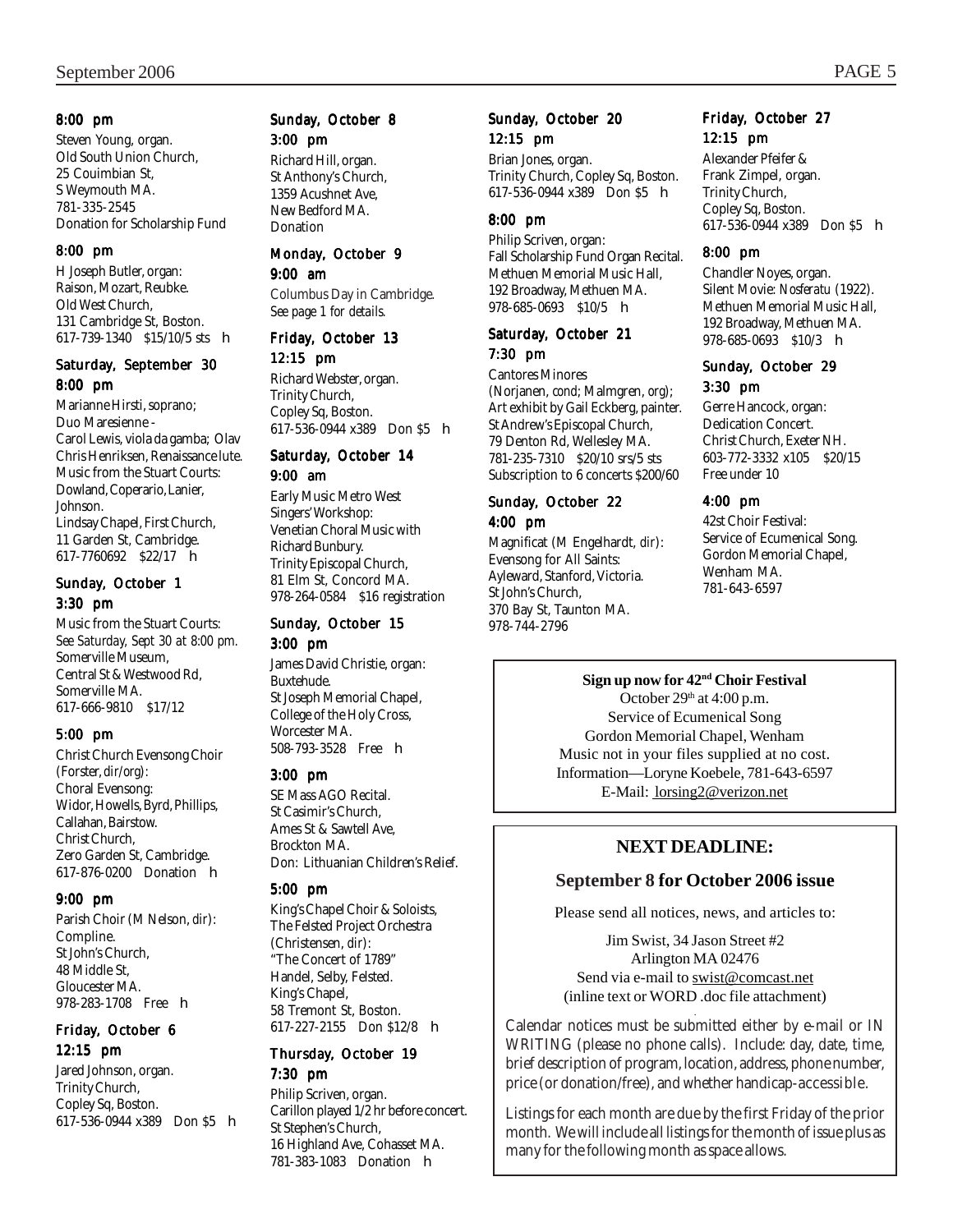#### 8:00 pm

Steven Young, organ.
Old South Union Church,
25 Couimbian St,
S Weymouth MA.
781-335-2545
Donation for Scholarship Fund

#### 8:00 pm

H Joseph Butler, organ:
Raison, Mozart, Reubke.
Old West Church,
131 Cambridge St, Boston.
617-739-1340 $15/10/5 sts h

### Saturday, September 30

#### 8:00 pm

Marianne Hirsti, soprano;
Duo Maresienne -
Carol Lewis, viola da gamba; Olav Chris Henriksen, Renaissance lute.
Music from the Stuart Courts: Dowland, Coperario, Lanier, Johnson.
Lindsay Chapel, First Church,
11 Garden St, Cambridge.
617-7760692 $22/17 h

### Sunday, October 1

#### 3:30 pm

Music from the Stuart Courts:
*See Saturday, Sept 30 at 8:00 pm.*
Somerville Museum,
Central St & Westwood Rd,
Somerville MA.
617-666-9810 $17/12

#### 5:00 pm

Christ Church Evensong Choir (Forster, *dir/org*):
Choral Evensong:
Widor, Howells, Byrd, Phillips, Callahan, Bairstow.
Christ Church,
Zero Garden St, Cambridge.
617-876-0200 Donation h

#### 9:00 pm

Parish Choir (M Nelson, *dir*):
Compline.
St John's Church,
48 Middle St,
Gloucester MA.
978-283-1708 Free h

### Friday, October 6

#### 12:15 pm

Jared Johnson, organ.
Trinity Church,
Copley Sq, Boston.
617-536-0944 x389 Don $5 h

### Sunday, October 8

#### 3:00 pm

Richard Hill, organ.
St Anthony's Church,
1359 Acushnet Ave,
New Bedford MA.
Donation

### Monday, October 9

#### 9:00 am

*Columbus Day in Cambridge. See page 1 for details.*

### Friday, October 13

#### 12:15 pm

Richard Webster, organ.
Trinity Church,
Copley Sq, Boston.
617-536-0944 x389 Don $5 h

### Saturday, October 14

#### 9:00 am

Early Music Metro West Singers' Workshop:
Venetian Choral Music with Richard Bunbury.
Trinity Episcopal Church,
81 Elm St, Concord MA.
978-264-0584 $16 registration

### Sunday, October 15

#### 3:00 pm

James David Christie, organ:
Buxtehude.
St Joseph Memorial Chapel,
College of the Holy Cross,
Worcester MA.
508-793-3528 Free h

#### 3:00 pm

SE Mass AGO Recital.
St Casimir's Church,
Ames St & Sawtell Ave,
Brockton MA.
Don: Lithuanian Children's Relief.

#### 5:00 pm

King's Chapel Choir & Soloists, The Felsted Project Orchestra (Christensen, *dir*):
"The Concert of 1789"
Handel, Selby, Felsted.
King's Chapel,
58 Tremont St, Boston.
617-227-2155 Don $12/8 h

### Thursday, October 19

#### 7:30 pm

Philip Scriven, organ.
Carillon played 1/2 hr before concert.
St Stephen's Church,
16 Highland Ave, Cohasset MA.
781-383-1083 Donation h

### Sunday, October 20

#### 12:15 pm

Brian Jones, organ.
Trinity Church, Copley Sq, Boston.
617-536-0944 x389 Don $5 h

#### 8:00 pm

Philip Scriven, organ:
Fall Scholarship Fund Organ Recital.
Methuen Memorial Music Hall,
192 Broadway, Methuen MA.
978-685-0693 $10/5 h

### Saturday, October 21

#### 7:30 pm

Cantores Minores
(Norjanen, *cond*; Malmgren, *org*);
Art exhibit by Gail Eckberg, painter.
St Andrew's Episcopal Church,
79 Denton Rd, Wellesley MA.
781-235-7310 $20/10 srs/5 sts
Subscription to 6 concerts $200/60

### Sunday, October 22

#### 4:00 pm

Magnificat (M Engelhardt, *dir*):
Evensong for All Saints:
Ayleward, Stanford, Victoria.
St John's Church,
370 Bay St, Taunton MA.
978-744-2796

### Friday, October 27

#### 12:15 pm

Alexander Pfeifer & Frank Zimpel, organ.
Trinity Church,
Copley Sq, Boston.
617-536-0944 x389 Don $5 h

#### 8:00 pm

Chandler Noyes, organ.
Silent Movie: *Nosferatu* (1922).
Methuen Memorial Music Hall,
192 Broadway, Methuen MA.
978-685-0693 $10/3 h

### Sunday, October 29

#### 3:30 pm

Gerre Hancock, organ:
Dedication Concert.
Christ Church, Exeter NH.
603-772-3332 x105 $20/15
Free under 10

#### 4:00 pm

42st Choir Festival:
Service of Ecumenical Song.
Gordon Memorial Chapel,
Wenham MA.
781-643-6597

---

**Sign up now for 42nd Choir Festival**
October 29th at 4:00 p.m.
Service of Ecumenical Song
Gordon Memorial Chapel, Wenham
Music not in your files supplied at no cost.
Information—Loryne Koebele, 781-643-6597
E-Mail: lorsing2@verizon.net

---

## NEXT DEADLINE:

## September 8 for October 2006 issue

Please send all notices, news, and articles to:

Jim Swist, 34 Jason Street #2
Arlington MA 02476
Send via e-mail to swist@comcast.net
(inline text or WORD .doc file attachment)

Calendar notices must be submitted either by e-mail or IN WRITING (please no phone calls). Include: day, date, time, brief description of program, location, address, phone number, price (or donation/free), and whether handicap-accessible.

Listings for each month are due by the first Friday of the prior month. We will include all listings for the month of issue plus as many for the following month as space allows.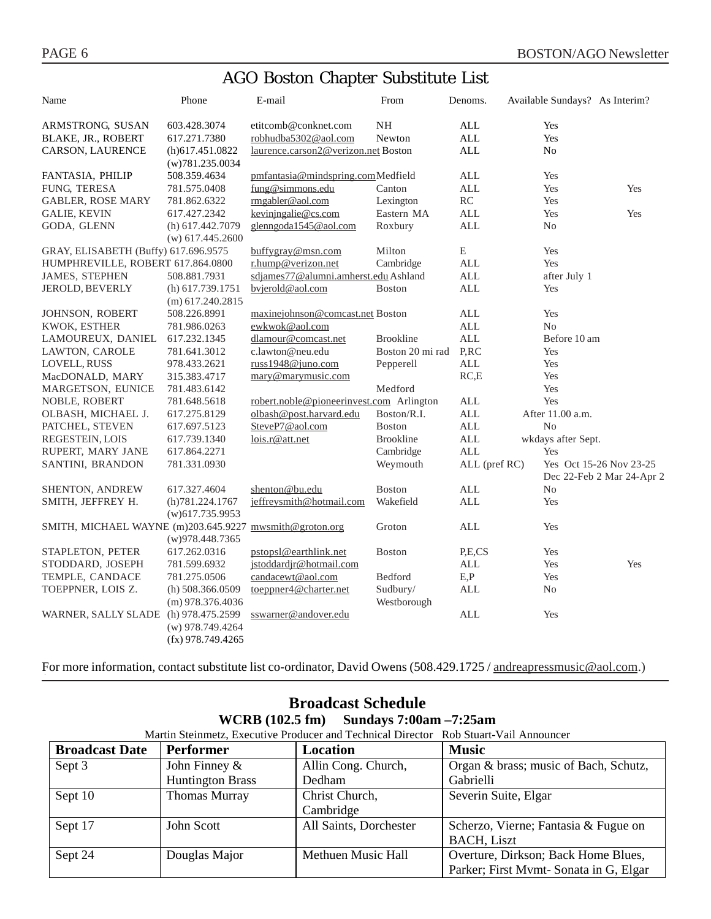# AGO Boston Chapter Substitute List

| Name | Phone | E-mail | From | Denoms. | Available Sundays? | As Interim? |
|---|---|---|---|---|---|---|
| ARMSTRONG, SUSAN | 603.428.3074 | etitcomb@conknet.com | NH | ALL | Yes | |
| BLAKE, JR., ROBERT | 617.271.7380 | robhudba5302@aol.com | Newton | ALL | Yes | |
| CARSON, LAURENCE | (h)617.451.0822 (w)781.235.0034 | laurence.carson2@verizon.net | Boston | ALL | No | |
| FANTASIA, PHILIP | 508.359.4634 | pmfantasia@mindspring.com | Medfield | ALL | Yes | |
| FUNG, TERESA | 781.575.0408 | fung@simmons.edu | Canton | ALL | Yes | Yes |
| GABLER, ROSE MARY | 781.862.6322 | rmgabler@aol.com | Lexington | RC | Yes | |
| GALIE, KEVIN | 617.427.2342 | kevinjngalie@cs.com | Eastern MA | ALL | Yes | Yes |
| GODA, GLENN | (h) 617.442.7079 (w) 617.445.2600 | glenngoda1545@aol.com | Roxbury | ALL | No | |
| GRAY, ELISABETH (Buffy) | 617.696.9575 | buffygray@msn.com | Milton | E | Yes | |
| HUMPHREVILLE, ROBERT | 617.864.0800 | r.hump@verizon.net | Cambridge | ALL | Yes | |
| JAMES, STEPHEN | 508.881.7931 | sdjames77@alumni.amherst.edu | Ashland | ALL | after July 1 | |
| JEROLD, BEVERLY | (h) 617.739.1751 (m) 617.240.2815 | bvjerold@aol.com | Boston | ALL | Yes | |
| JOHNSON, ROBERT | 508.226.8991 | maxinejohnson@comcast.net | Boston | ALL | Yes | |
| KWOK, ESTHER | 781.986.0263 | ewkwok@aol.com | | ALL | No | |
| LAMOUREUX, DANIEL | 617.232.1345 | dlamour@comcast.net | Brookline | ALL | Before 10 am | |
| LAWTON, CAROLE | 781.641.3012 | c.lawton@neu.edu | Boston 20 mi rad | P,RC | Yes | |
| LOVELL, RUSS | 978.433.2621 | russ1948@juno.com | Pepperell | ALL | Yes | |
| MacDONALD, MARY | 315.383.4717 | mary@marymusic.com | | RC,E | Yes | |
| MARGETSON, EUNICE | 781.483.6142 | | Medford | | Yes | |
| NOBLE, ROBERT | 781.648.5618 | robert.noble@pioneerinvest.com | Arlington | ALL | Yes | |
| OLBASH, MICHAEL J. | 617.275.8129 | olbash@post.harvard.edu | Boston/R.I. | ALL | After 11.00 a.m. | |
| PATCHEL, STEVEN | 617.697.5123 | SteveP7@aol.com | Boston | ALL | No | |
| REGESTEIN, LOIS | 617.739.1340 | lois.r@att.net | Brookline | ALL | wkdays after Sept. | |
| RUPERT, MARY JANE | 617.864.2271 | | Cambridge | ALL | Yes | |
| SANTINI, BRANDON | 781.331.0930 | | Weymouth | ALL (pref RC) | Yes Oct 15-26 Nov 23-25 Dec 22-Feb 2 Mar 24-Apr 2 | |
| SHENTON, ANDREW | 617.327.4604 | shenton@bu.edu | Boston | ALL | No | |
| SMITH, JEFFREY H. | (h)781.224.1767 (w)617.735.9953 | jeffreysmith@hotmail.com | Wakefield | ALL | Yes | |
| SMITH, MICHAEL WAYNE | (m)203.645.9227 (w)978.448.7365 | mwsmith@groton.org | Groton | ALL | Yes | |
| STAPLETON, PETER | 617.262.0316 | pstopsl@earthlink.net | Boston | P,E,CS | Yes | |
| STODDARD, JOSEPH | 781.599.6932 | jstoddardjr@hotmail.com | | ALL | Yes | Yes |
| TEMPLE, CANDACE | 781.275.0506 | candacewt@aol.com | Bedford | E,P | Yes | |
| TOEPPNER, LOIS Z. | (h) 508.366.0509 (m) 978.376.4036 | toeppner4@charter.net | Sudbury/ Westborough | ALL | No | |
| WARNER, SALLY SLADE | (h) 978.475.2599 (w) 978.749.4264 (fx) 978.749.4265 | sswarner@andover.edu | | ALL | Yes | |

For more information, contact substitute list co-ordinator, David Owens (508.429.1725 / andreapressmusic@aol.com.)

## Broadcast Schedule

**WCRB (102.5 fm) Sundays 7:00am –7:25am**

Martin Steinmetz, Executive Producer and Technical Director Rob Stuart-Vail Announcer

| Broadcast Date | Performer | Location | Music |
|---|---|---|---|
| Sept 3 | John Finney & Huntington Brass | Allin Cong. Church, Dedham | Organ & brass; music of Bach, Schutz, Gabrielli |
| Sept 10 | Thomas Murray | Christ Church, Cambridge | Severin Suite, Elgar |
| Sept 17 | John Scott | All Saints, Dorchester | Scherzo, Vierne; Fantasia & Fugue on BACH, Liszt |
| Sept 24 | Douglas Major | Methuen Music Hall | Overture, Dirkson; Back Home Blues, Parker; First Mvmt- Sonata in G, Elgar |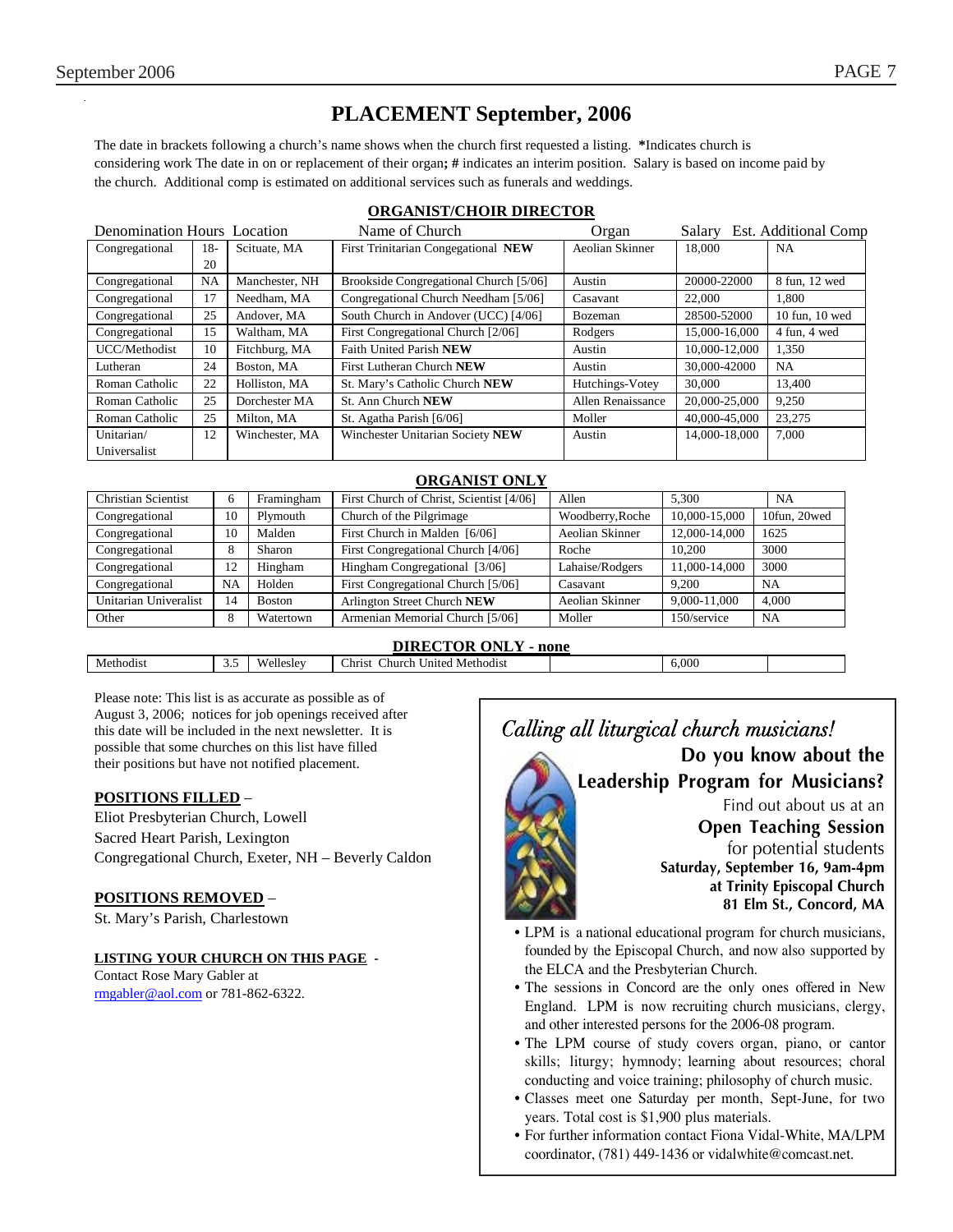# PLACEMENT September, 2006

The date in brackets following a church's name shows when the church first requested a listing. **\***Indicates church is considering work The date in on or replacement of their organ**;** **#** indicates an interim position. Salary is based on income paid by the church. Additional comp is estimated on additional services such as funerals and weddings.

## ORGANIST/CHOIR DIRECTOR

| Denomination | Hours | Location | Name of Church | Organ | Salary | Est. Additional Comp |
|---|---|---|---|---|---|---|
| Congregational | 18-20 | Scituate, MA | First Trinitarian Congegational **NEW** | Aeolian Skinner | 18,000 | NA |
| Congregational | NA | Manchester, NH | Brookside Congregational Church [5/06] | Austin | 20000-22000 | 8 fun, 12 wed |
| Congregational | 17 | Needham, MA | Congregational Church Needham [5/06] | Casavant | 22,000 | 1,800 |
| Congregational | 25 | Andover, MA | South Church in Andover (UCC) [4/06] | Bozeman | 28500-52000 | 10 fun, 10 wed |
| Congregational | 15 | Waltham, MA | First Congregational Church [2/06] | Rodgers | 15,000-16,000 | 4 fun, 4 wed |
| UCC/Methodist | 10 | Fitchburg, MA | Faith United Parish **NEW** | Austin | 10,000-12,000 | 1,350 |
| Lutheran | 24 | Boston, MA | First Lutheran Church **NEW** | Austin | 30,000-42000 | NA |
| Roman Catholic | 22 | Holliston, MA | St. Mary's Catholic Church **NEW** | Hutchings-Votey | 30,000 | 13,400 |
| Roman Catholic | 25 | Dorchester MA | St. Ann Church **NEW** | Allen Renaissance | 20,000-25,000 | 9,250 |
| Roman Catholic | 25 | Milton, MA | St. Agatha Parish [6/06] | Moller | 40,000-45,000 | 23,275 |
| Unitarian/ Universalist | 12 | Winchester, MA | Winchester Unitarian Society **NEW** | Austin | 14,000-18,000 | 7,000 |

## ORGANIST ONLY

| Denomination | Hours | Location | Name of Church | Organ | Salary | Est. Additional Comp |
|---|---|---|---|---|---|---|
| Christian Scientist | 6 | Framingham | First Church of Christ, Scientist [4/06] | Allen | 5,300 | NA |
| Congregational | 10 | Plymouth | Church of the Pilgrimage | Woodberry,Roche | 10,000-15,000 | 10fun, 20wed |
| Congregational | 10 | Malden | First Church in Malden [6/06] | Aeolian Skinner | 12,000-14,000 | 1625 |
| Congregational | 8 | Sharon | First Congregational Church [4/06] | Roche | 10,200 | 3000 |
| Congregational | 12 | Hingham | Hingham Congregational [3/06] | Lahaise/Rodgers | 11,000-14,000 | 3000 |
| Congregational | NA | Holden | First Congregational Church [5/06] | Casavant | 9,200 | NA |
| Unitarian Univeralist | 14 | Boston | Arlington Street Church **NEW** | Aeolian Skinner | 9,000-11,000 | 4,000 |
| Other | 8 | Watertown | Armenian Memorial Church [5/06] | Moller | 150/service | NA |

## DIRECTOR ONLY - none

| Denomination | Hours | Location | Name of Church | Organ | Salary | Est. Additional Comp |
|---|---|---|---|---|---|---|
| Methodist | 3.5 | Wellesley | Christ Church United Methodist | | 6,000 | |

Please note: This list is as accurate as possible as of August 3, 2006; notices for job openings received after this date will be included in the next newsletter. It is possible that some churches on this list have filled their positions but have not notified placement.

**POSITIONS FILLED** –

Eliot Presbyterian Church, Lowell

Sacred Heart Parish, Lexington

Congregational Church, Exeter, NH – Beverly Caldon

**POSITIONS REMOVED** –

St. Mary's Parish, Charlestown

**LISTING YOUR CHURCH ON THIS PAGE** -

Contact Rose Mary Gabler at rmgabler@aol.com or 781-862-6322.

*Calling all liturgical church musicians!*

**Do you know about the Leadership Program for Musicians?**

Find out about us at an

**Open Teaching Session**

for potential students

**Saturday, September 16, 9am-4pm**
**at Trinity Episcopal Church**
**81 Elm St., Concord, MA**

- LPM is a national educational program for church musicians, founded by the Episcopal Church, and now also supported by the ELCA and the Presbyterian Church.
- The sessions in Concord are the only ones offered in New England. LPM is now recruiting church musicians, clergy, and other interested persons for the 2006-08 program.
- The LPM course of study covers organ, piano, or cantor skills; liturgy; hymnody; learning about resources; choral conducting and voice training; philosophy of church music.
- Classes meet one Saturday per month, Sept-June, for two years. Total cost is $1,900 plus materials.
- For further information contact Fiona Vidal-White, MA/LPM coordinator, (781) 449-1436 or vidalwhite@comcast.net.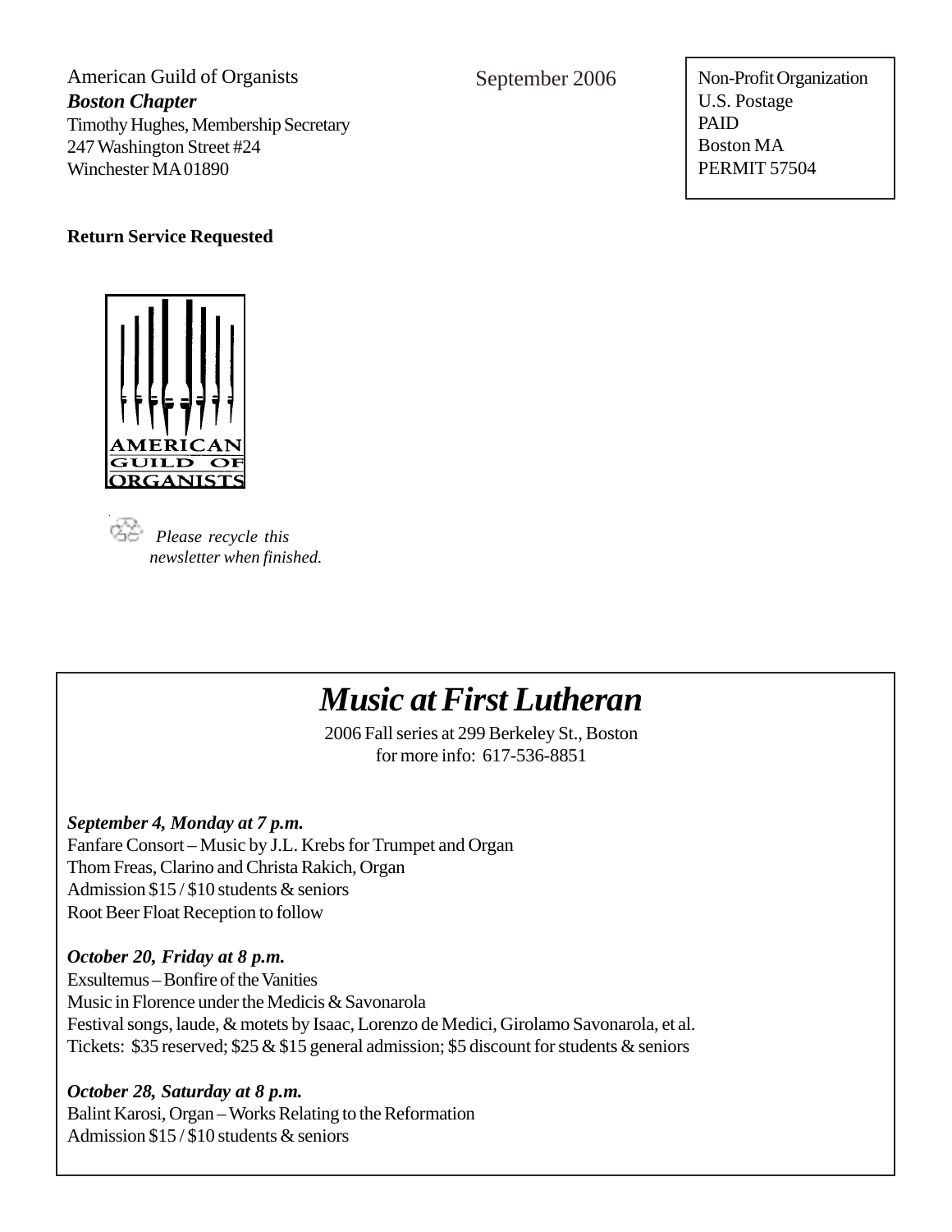American Guild of Organists
***Boston Chapter***
Timothy Hughes, Membership Secretary
247 Washington Street #24
Winchester MA 01890

September 2006

Non-Profit Organization
U.S. Postage
PAID
Boston MA
PERMIT 57504

**Return Service Requested**

AMERICAN
GUILD OF
ORGANISTS

*Please recycle this newsletter when finished.*

# *Music at First Lutheran*

2006 Fall series at 299 Berkeley St., Boston
for more info: 617-536-8851

***September 4, Monday at 7 p.m.***
Fanfare Consort – Music by J.L. Krebs for Trumpet and Organ
Thom Freas, Clarino and Christa Rakich, Organ
Admission $15 / $10 students & seniors
Root Beer Float Reception to follow

***October 20, Friday at 8 p.m.***
Exsultemus – Bonfire of the Vanities
Music in Florence under the Medicis & Savonarola
Festival songs, laude, & motets by Isaac, Lorenzo de Medici, Girolamo Savonarola, et al.
Tickets: $35 reserved; $25 & $15 general admission; $5 discount for students & seniors

***October 28, Saturday at 8 p.m.***
Balint Karosi, Organ – Works Relating to the Reformation
Admission $15 / $10 students & seniors